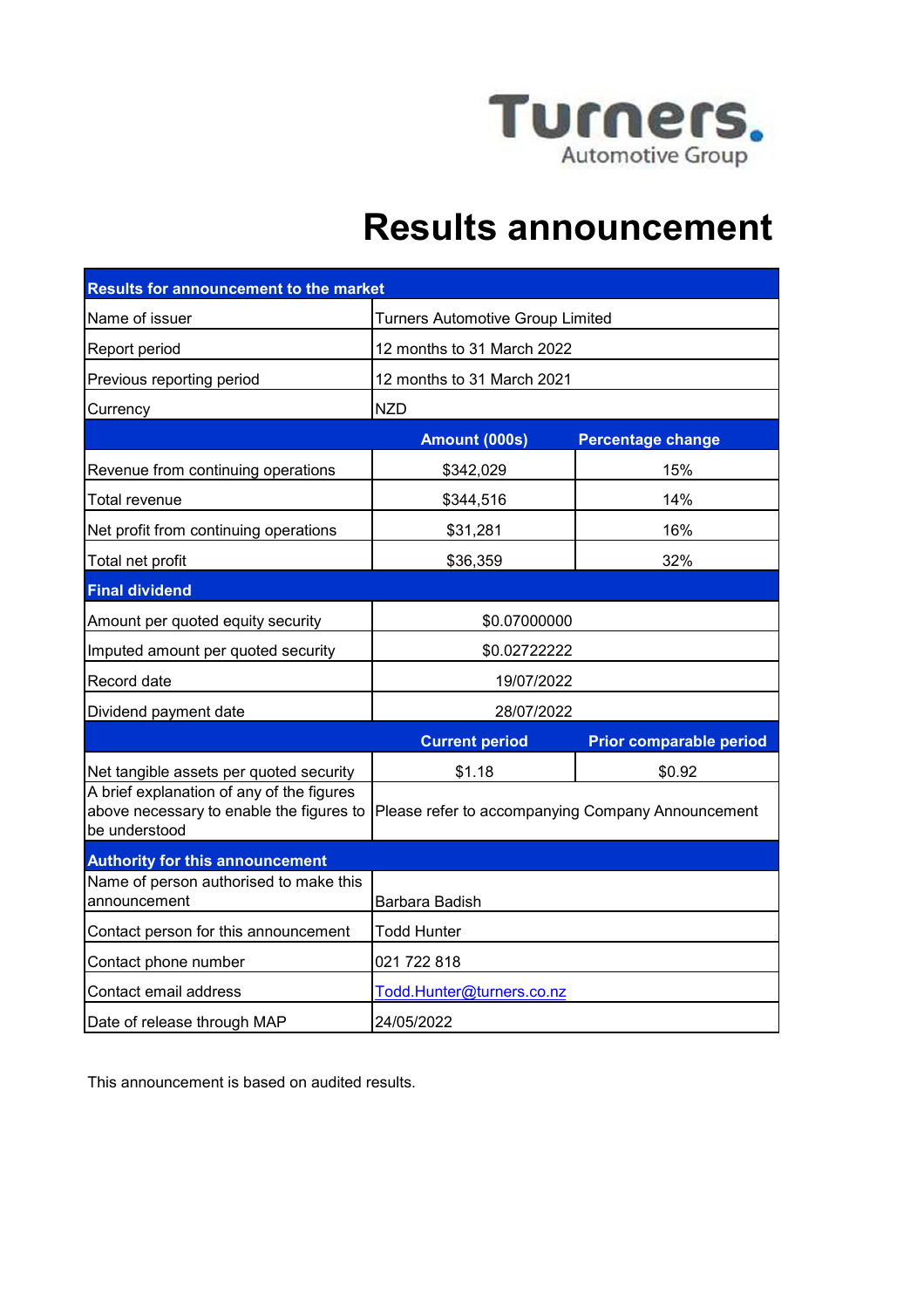Turners Automotive Group

# Results announcement

| Results for announcement to the market | | |
|---|---|---|
| Name of issuer | Turners Automotive Group Limited | |
| Report period | 12 months to 31 March 2022 | |
| Previous reporting period | 12 months to 31 March 2021 | |
| Currency | NZD | |
| | **Amount (000s)** | **Percentage change** |
| Revenue from continuing operations | $342,029 | 15% |
| Total revenue | $344,516 | 14% |
| Net profit from continuing operations | $31,281 | 16% |
| Total net profit | $36,359 | 32% |
| **Final dividend** | | |
| Amount per quoted equity security | $0.07000000 | |
| Imputed amount per quoted security | $0.02722222 | |
| Record date | 19/07/2022 | |
| Dividend payment date | 28/07/2022 | |
| | **Current period** | **Prior comparable period** |
| Net tangible assets per quoted security | $1.18 | $0.92 |
| A brief explanation of any of the figures above necessary to enable the figures to be understood | Please refer to accompanying Company Announcement | |
| **Authority for this announcement** | | |
| Name of person authorised to make this announcement | Barbara Badish | |
| Contact person for this announcement | Todd Hunter | |
| Contact phone number | 021 722 818 | |
| Contact email address | Todd.Hunter@turners.co.nz | |
| Date of release through MAP | 24/05/2022 | |

This announcement is based on audited results.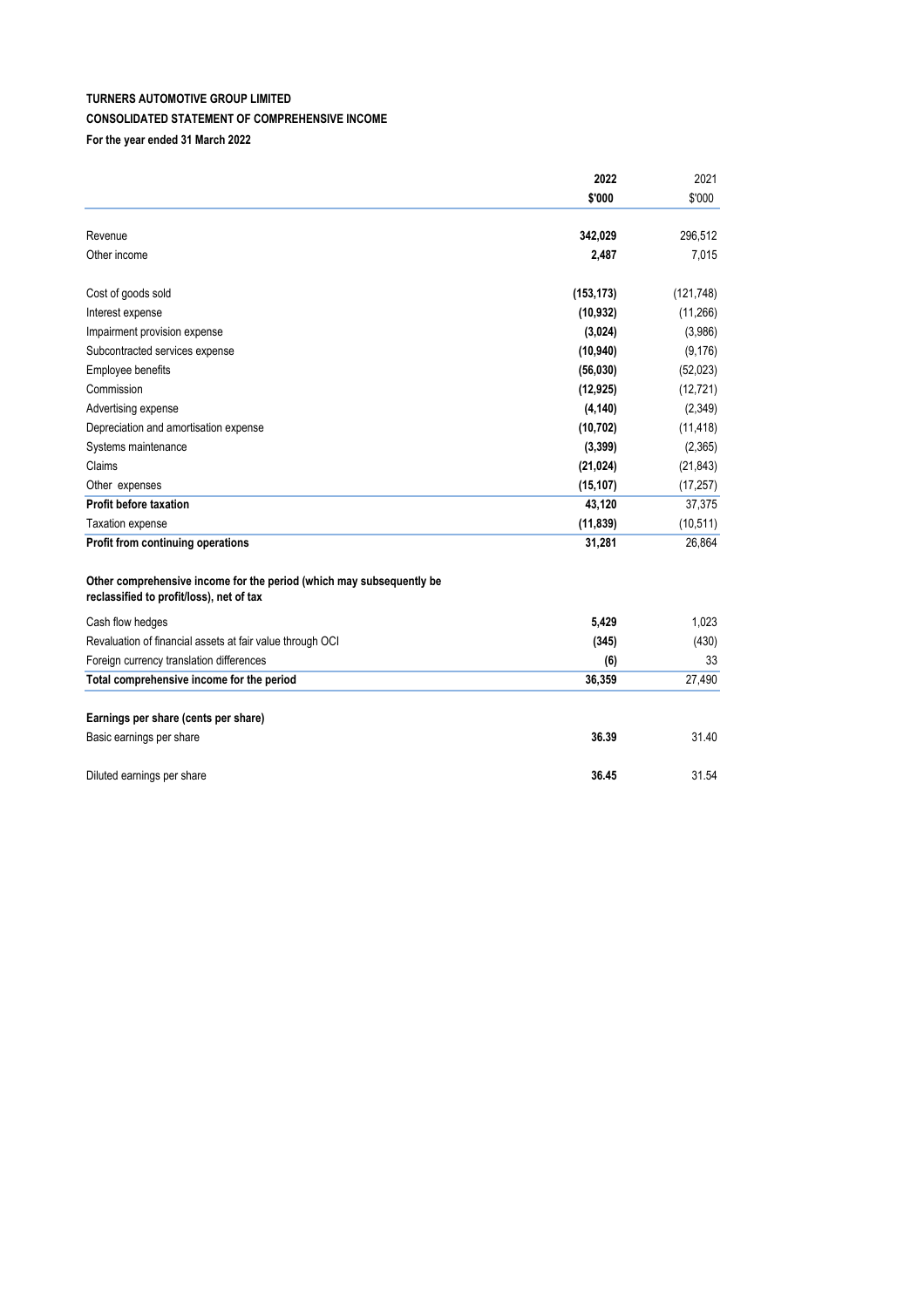**TURNERS AUTOMOTIVE GROUP LIMITED**

**CONSOLIDATED STATEMENT OF COMPREHENSIVE INCOME**

**For the year ended 31 March 2022**

| | **2022** | 2021 |
|---|---|---|
| | **$'000** | $'000 |
| Revenue | **342,029** | 296,512 |
| Other income | **2,487** | 7,015 |
| Cost of goods sold | **(153,173)** | (121,748) |
| Interest expense | **(10,932)** | (11,266) |
| Impairment provision expense | **(3,024)** | (3,986) |
| Subcontracted services expense | **(10,940)** | (9,176) |
| Employee benefits | **(56,030)** | (52,023) |
| Commission | **(12,925)** | (12,721) |
| Advertising expense | **(4,140)** | (2,349) |
| Depreciation and amortisation expense | **(10,702)** | (11,418) |
| Systems maintenance | **(3,399)** | (2,365) |
| Claims | **(21,024)** | (21,843) |
| Other expenses | **(15,107)** | (17,257) |
| **Profit before taxation** | **43,120** | 37,375 |
| Taxation expense | **(11,839)** | (10,511) |
| **Profit from continuing operations** | **31,281** | 26,864 |
| **Other comprehensive income for the period (which may subsequently be reclassified to profit/loss), net of tax** | | |
| Cash flow hedges | **5,429** | 1,023 |
| Revaluation of financial assets at fair value through OCI | **(345)** | (430) |
| Foreign currency translation differences | **(6)** | 33 |
| **Total comprehensive income for the period** | **36,359** | 27,490 |
| **Earnings per share (cents per share)** | | |
| Basic earnings per share | **36.39** | 31.40 |
| Diluted earnings per share | **36.45** | 31.54 |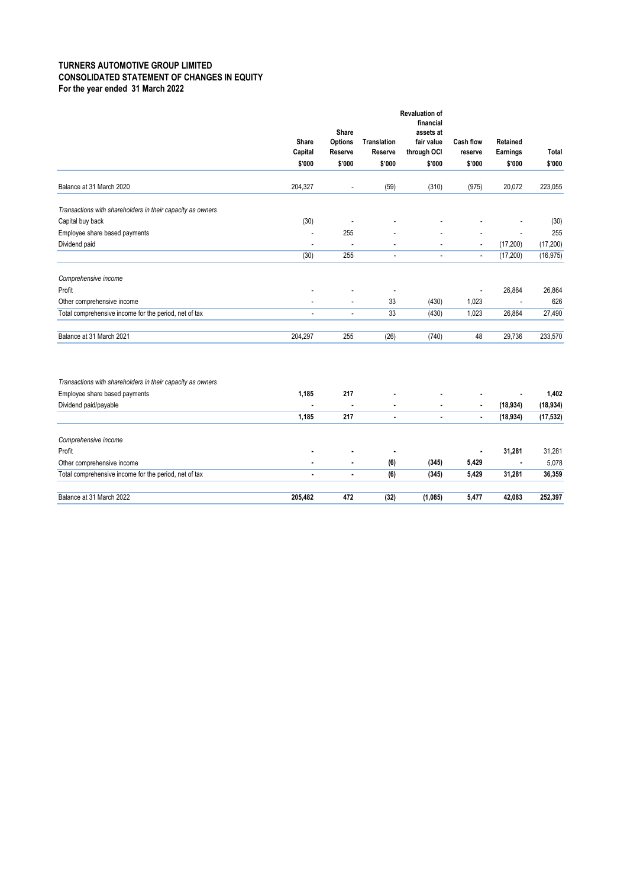**TURNERS AUTOMOTIVE GROUP LIMITED**
**CONSOLIDATED STATEMENT OF CHANGES IN EQUITY**
**For the year ended 31 March 2022**

| | Share Capital $'000 | Share Options Reserve $'000 | Translation Reserve $'000 | Revaluation of financial assets at fair value through OCI $'000 | Cash flow reserve $'000 | Retained Earnings $'000 | Total $'000 |
|---|---|---|---|---|---|---|---|
| Balance at 31 March 2020 | 204,327 | - | (59) | (310) | (975) | 20,072 | 223,055 |
| *Transactions with shareholders in their capacity as owners* | | | | | | | |
| Capital buy back | (30) | - | - | - | - | - | (30) |
| Employee share based payments | - | 255 | - | - | - | - | 255 |
| Dividend paid | - | - | - | - | - | (17,200) | (17,200) |
| | (30) | 255 | - | - | - | (17,200) | (16,975) |
| *Comprehensive income* | | | | | | | |
| Profit | - | - | - | | - | 26,864 | 26,864 |
| Other comprehensive income | - | - | 33 | (430) | 1,023 | - | 626 |
| Total comprehensive income for the period, net of tax | - | - | 33 | (430) | 1,023 | 26,864 | 27,490 |
| Balance at 31 March 2021 | 204,297 | 255 | (26) | (740) | 48 | 29,736 | 233,570 |
| *Transactions with shareholders in their capacity as owners* | | | | | | | |
| Employee share based payments | **1,185** | **217** | **-** | **-** | **-** | **-** | **1,402** |
| Dividend paid/payable | **-** | **-** | **-** | **-** | **-** | **(18,934)** | **(18,934)** |
| | **1,185** | **217** | **-** | **-** | **-** | **(18,934)** | **(17,532)** |
| *Comprehensive income* | | | | | | | |
| Profit | **-** | **-** | **-** | | **-** | **31,281** | 31,281 |
| Other comprehensive income | **-** | **-** | **(6)** | **(345)** | **5,429** | **-** | 5,078 |
| Total comprehensive income for the period, net of tax | **-** | **-** | **(6)** | **(345)** | **5,429** | **31,281** | **36,359** |
| Balance at 31 March 2022 | **205,482** | **472** | **(32)** | **(1,085)** | **5,477** | **42,083** | **252,397** |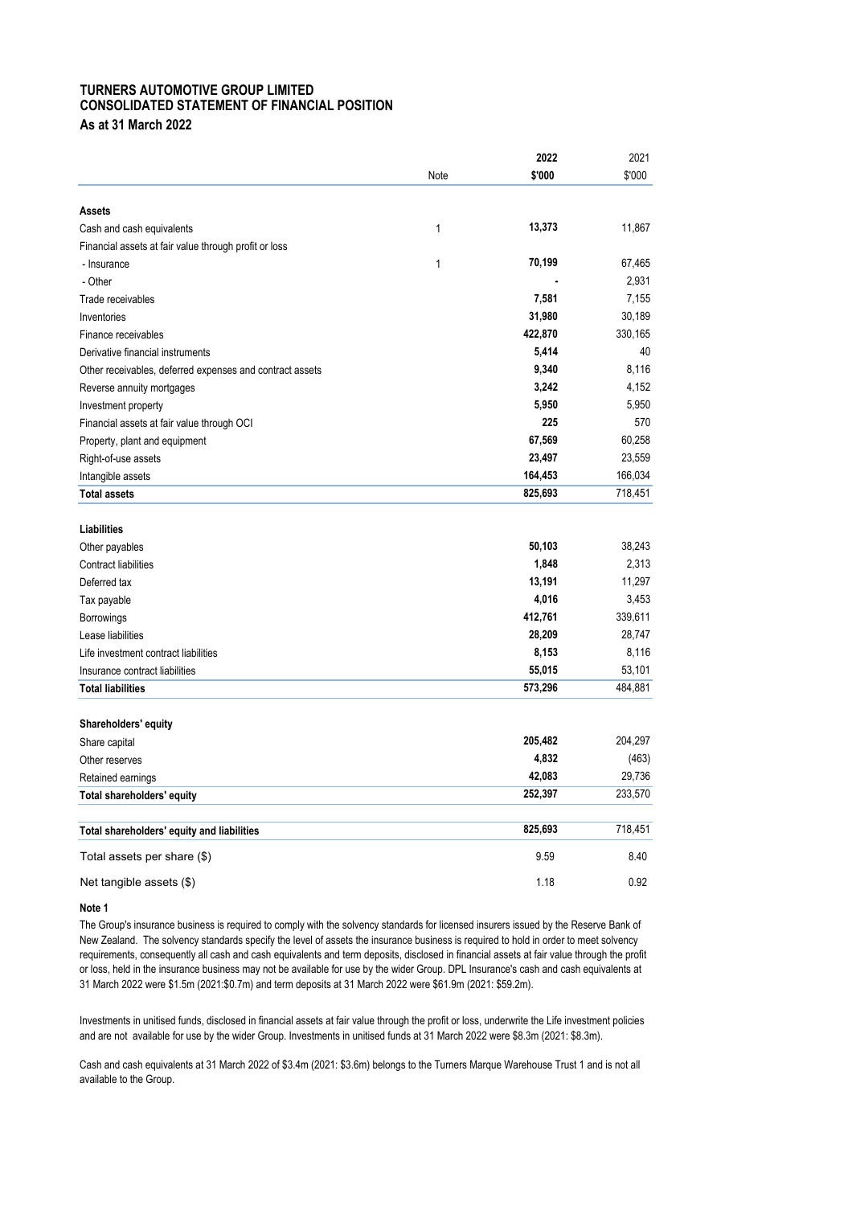# TURNERS AUTOMOTIVE GROUP LIMITED
## CONSOLIDATED STATEMENT OF FINANCIAL POSITION
### As at 31 March 2022

| | Note | 2022<br>$'000 | 2021<br>$'000 |
|---|---|---|---|
| **Assets** | | | |
| Cash and cash equivalents | 1 | **13,373** | 11,867 |
| Financial assets at fair value through profit or loss | | | |
| - Insurance | 1 | **70,199** | 67,465 |
| - Other | | **-** | 2,931 |
| Trade receivables | | **7,581** | 7,155 |
| Inventories | | **31,980** | 30,189 |
| Finance receivables | | **422,870** | 330,165 |
| Derivative financial instruments | | **5,414** | 40 |
| Other receivables, deferred expenses and contract assets | | **9,340** | 8,116 |
| Reverse annuity mortgages | | **3,242** | 4,152 |
| Investment property | | **5,950** | 5,950 |
| Financial assets at fair value through OCI | | **225** | 570 |
| Property, plant and equipment | | **67,569** | 60,258 |
| Right-of-use assets | | **23,497** | 23,559 |
| Intangible assets | | **164,453** | 166,034 |
| **Total assets** | | **825,693** | 718,451 |
| | | | |
| **Liabilities** | | | |
| Other payables | | **50,103** | 38,243 |
| Contract liabilities | | **1,848** | 2,313 |
| Deferred tax | | **13,191** | 11,297 |
| Tax payable | | **4,016** | 3,453 |
| Borrowings | | **412,761** | 339,611 |
| Lease liabilities | | **28,209** | 28,747 |
| Life investment contract liabilities | | **8,153** | 8,116 |
| Insurance contract liabilities | | **55,015** | 53,101 |
| **Total liabilities** | | **573,296** | 484,881 |
| | | | |
| **Shareholders' equity** | | | |
| Share capital | | **205,482** | 204,297 |
| Other reserves | | **4,832** | (463) |
| Retained earnings | | **42,083** | 29,736 |
| **Total shareholders' equity** | | **252,397** | 233,570 |
| | | | |
| **Total shareholders' equity and liabilities** | | **825,693** | 718,451 |
| Total assets per share ($) | | 9.59 | 8.40 |
| Net tangible assets ($) | | 1.18 | 0.92 |

**Note 1**

The Group's insurance business is required to comply with the solvency standards for licensed insurers issued by the Reserve Bank of New Zealand. The solvency standards specify the level of assets the insurance business is required to hold in order to meet solvency requirements, consequently all cash and cash equivalents and term deposits, disclosed in financial assets at fair value through the profit or loss, held in the insurance business may not be available for use by the wider Group. DPL Insurance's cash and cash equivalents at 31 March 2022 were $1.5m (2021:$0.7m) and term deposits at 31 March 2022 were $61.9m (2021: $59.2m).

Investments in unitised funds, disclosed in financial assets at fair value through the profit or loss, underwrite the Life investment policies and are not available for use by the wider Group. Investments in unitised funds at 31 March 2022 were $8.3m (2021: $8.3m).

Cash and cash equivalents at 31 March 2022 of $3.4m (2021: $3.6m) belongs to the Turners Marque Warehouse Trust 1 and is not all available to the Group.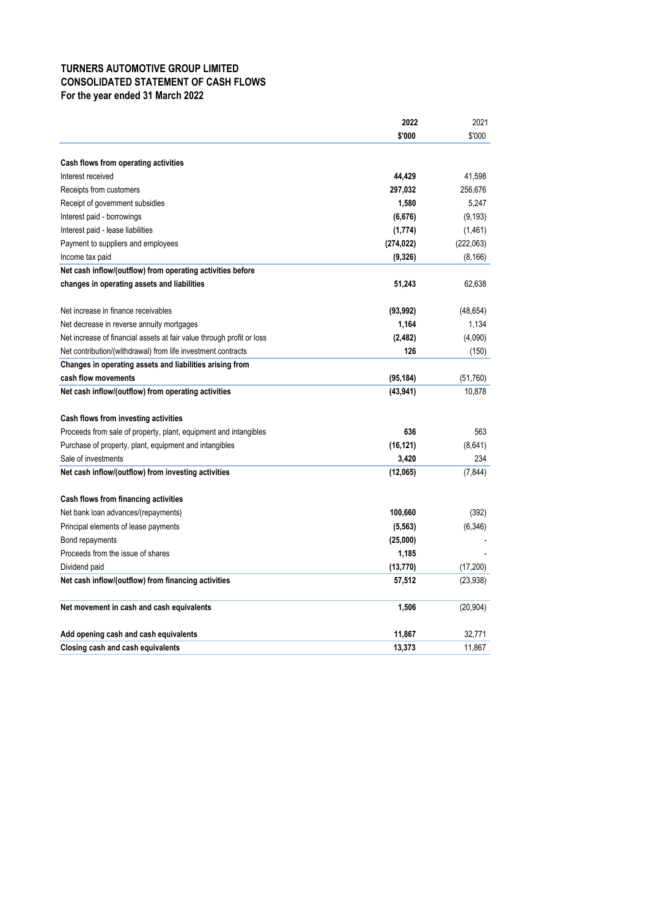**TURNERS AUTOMOTIVE GROUP LIMITED**
**CONSOLIDATED STATEMENT OF CASH FLOWS**
**For the year ended 31 March 2022**

| | **2022** | 2021 |
|---|---|---|
| | **$'000** | $'000 |
| **Cash flows from operating activities** | | |
| Interest received | **44,429** | 41,598 |
| Receipts from customers | **297,032** | 256,676 |
| Receipt of government subsidies | **1,580** | 5,247 |
| Interest paid - borrowings | **(6,676)** | (9,193) |
| Interest paid - lease liabilities | **(1,774)** | (1,461) |
| Payment to suppliers and employees | **(274,022)** | (222,063) |
| Income tax paid | **(9,326)** | (8,166) |
| **Net cash inflow/(outflow) from operating activities before changes in operating assets and liabilities** | **51,243** | 62,638 |
| Net increase in finance receivables | **(93,992)** | (48,654) |
| Net decrease in reverse annuity mortgages | **1,164** | 1,134 |
| Net increase of financial assets at fair value through profit or loss | **(2,482)** | (4,090) |
| Net contribution/(withdrawal) from life investment contracts | **126** | (150) |
| **Changes in operating assets and liabilities arising from cash flow movements** | **(95,184)** | (51,760) |
| **Net cash inflow/(outflow) from operating activities** | **(43,941)** | 10,878 |
| **Cash flows from investing activities** | | |
| Proceeds from sale of property, plant, equipment and intangibles | **636** | 563 |
| Purchase of property, plant, equipment and intangibles | **(16,121)** | (8,641) |
| Sale of investments | **3,420** | 234 |
| **Net cash inflow/(outflow) from investing activities** | **(12,065)** | (7,844) |
| **Cash flows from financing activities** | | |
| Net bank loan advances/(repayments) | **100,660** | (392) |
| Principal elements of lease payments | **(5,563)** | (6,346) |
| Bond repayments | **(25,000)** | - |
| Proceeds from the issue of shares | **1,185** | - |
| Dividend paid | **(13,770)** | (17,200) |
| **Net cash inflow/(outflow) from financing activities** | **57,512** | (23,938) |
| **Net movement in cash and cash equivalents** | **1,506** | (20,904) |
| **Add opening cash and cash equivalents** | **11,867** | 32,771 |
| **Closing cash and cash equivalents** | **13,373** | 11,867 |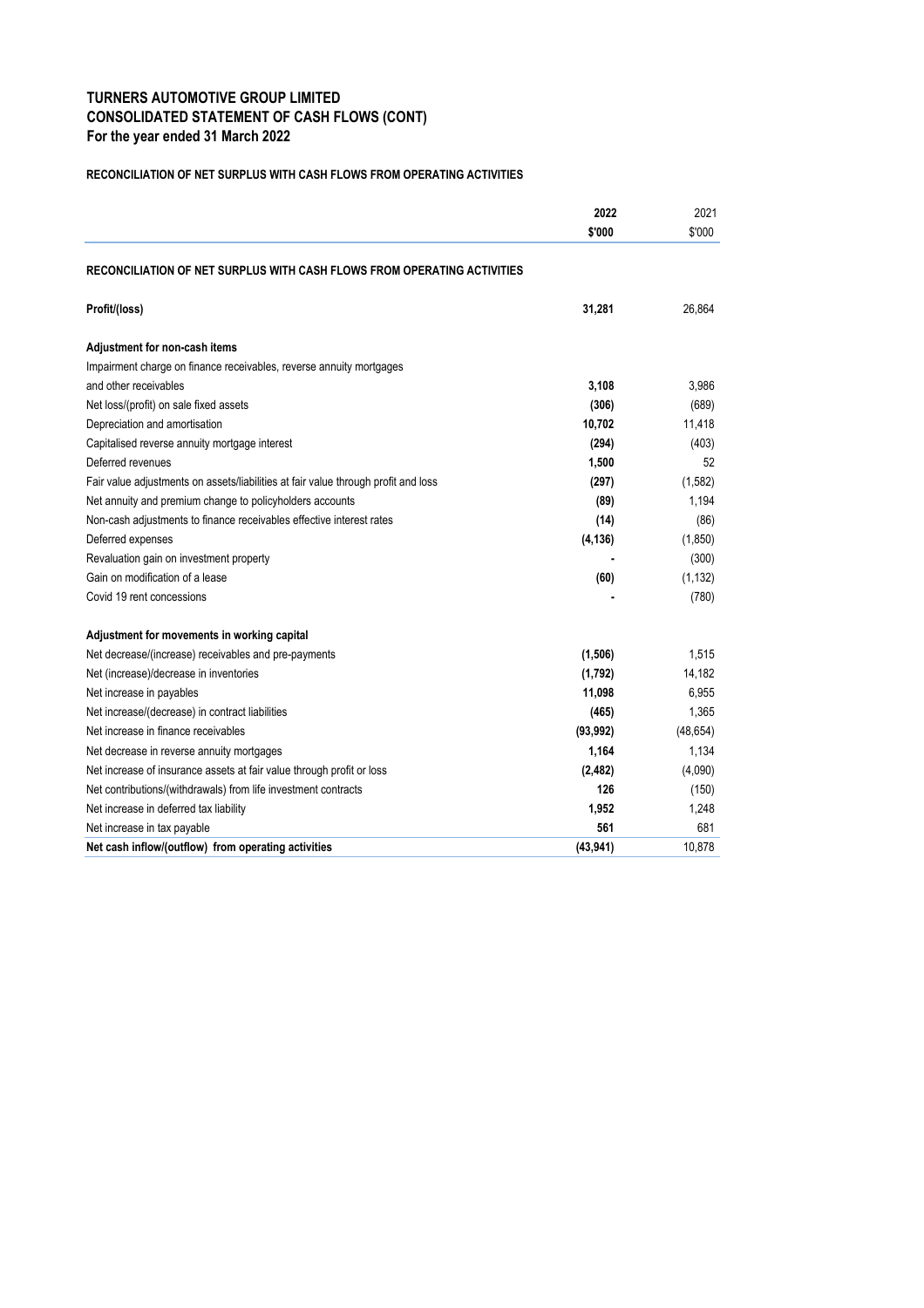# TURNERS AUTOMOTIVE GROUP LIMITED
# CONSOLIDATED STATEMENT OF CASH FLOWS (CONT)
**For the year ended 31 March 2022**

**RECONCILIATION OF NET SURPLUS WITH CASH FLOWS FROM OPERATING ACTIVITIES**

| | 2022 | 2021 |
|---|---|---|
| | **$'000** | $'000 |
| **RECONCILIATION OF NET SURPLUS WITH CASH FLOWS FROM OPERATING ACTIVITIES** | | |
| **Profit/(loss)** | **31,281** | 26,864 |
| **Adjustment for non-cash items** | | |
| Impairment charge on finance receivables, reverse annuity mortgages and other receivables | **3,108** | 3,986 |
| Net loss/(profit) on sale fixed assets | **(306)** | (689) |
| Depreciation and amortisation | **10,702** | 11,418 |
| Capitalised reverse annuity mortgage interest | **(294)** | (403) |
| Deferred revenues | **1,500** | 52 |
| Fair value adjustments on assets/liabilities at fair value through profit and loss | **(297)** | (1,582) |
| Net annuity and premium change to policyholders accounts | **(89)** | 1,194 |
| Non-cash adjustments to finance receivables effective interest rates | **(14)** | (86) |
| Deferred expenses | **(4,136)** | (1,850) |
| Revaluation gain on investment property | **-** | (300) |
| Gain on modification of a lease | **(60)** | (1,132) |
| Covid 19 rent concessions | **-** | (780) |
| **Adjustment for movements in working capital** | | |
| Net decrease/(increase) receivables and pre-payments | **(1,506)** | 1,515 |
| Net (increase)/decrease in inventories | **(1,792)** | 14,182 |
| Net increase in payables | **11,098** | 6,955 |
| Net increase/(decrease) in contract liabilities | **(465)** | 1,365 |
| Net increase in finance receivables | **(93,992)** | (48,654) |
| Net decrease in reverse annuity mortgages | **1,164** | 1,134 |
| Net increase of insurance assets at fair value through profit or loss | **(2,482)** | (4,090) |
| Net contributions/(withdrawals) from life investment contracts | **126** | (150) |
| Net increase in deferred tax liability | **1,952** | 1,248 |
| Net increase in tax payable | **561** | 681 |
| **Net cash inflow/(outflow) from operating activities** | **(43,941)** | 10,878 |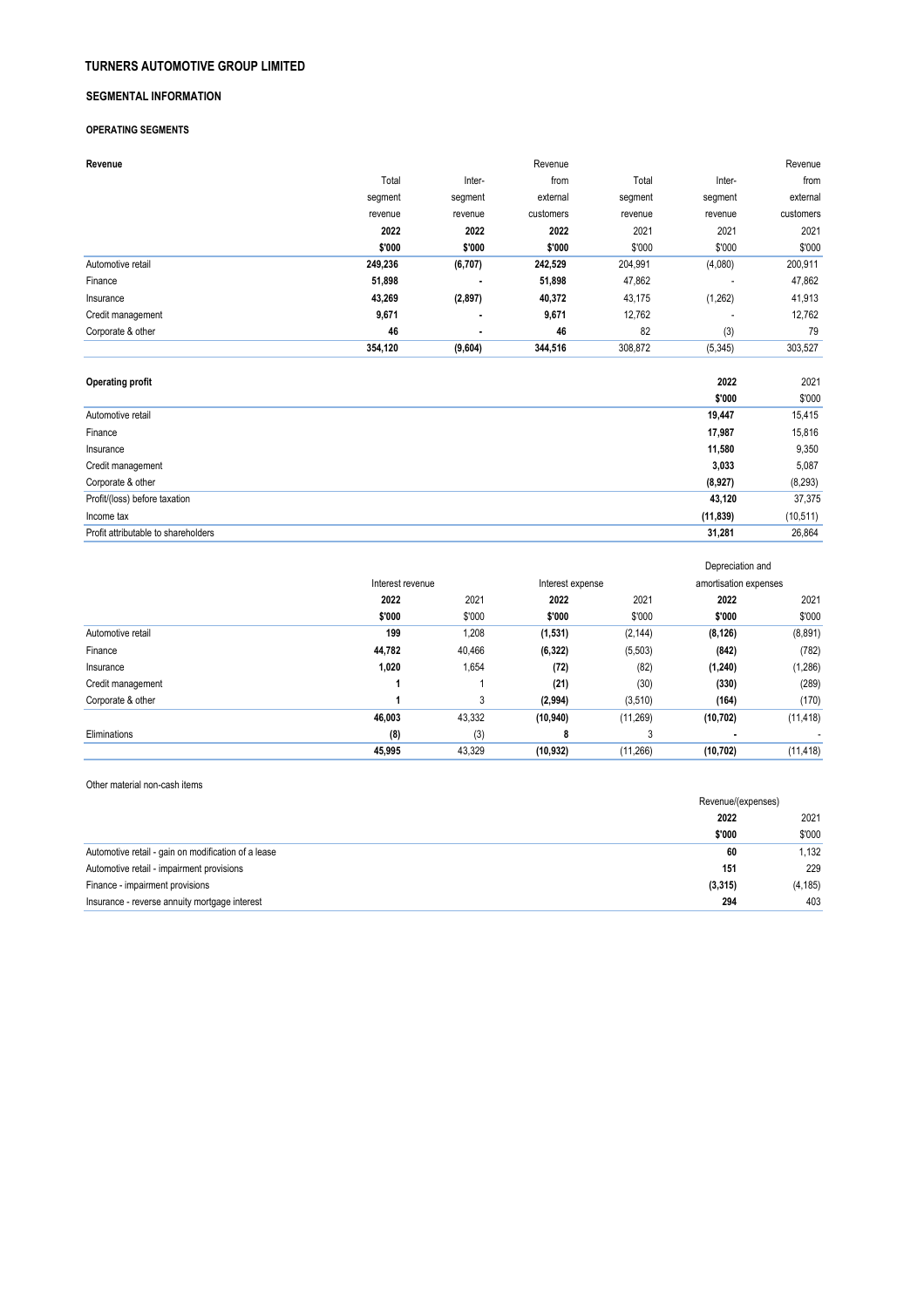# TURNERS AUTOMOTIVE GROUP LIMITED

## SEGMENTAL INFORMATION

### OPERATING SEGMENTS

| Revenue | Total segment revenue 2022 $'000 | Inter-segment revenue 2022 $'000 | Revenue from external customers 2022 $'000 | Total segment revenue 2021 $'000 | Inter-segment revenue 2021 $'000 | Revenue from external customers 2021 $'000 |
|---|---|---|---|---|---|---|
| Automotive retail | **249,236** | **(6,707)** | **242,529** | 204,991 | (4,080) | 200,911 |
| Finance | **51,898** | **-** | **51,898** | 47,862 | - | 47,862 |
| Insurance | **43,269** | **(2,897)** | **40,372** | 43,175 | (1,262) | 41,913 |
| Credit management | **9,671** | **-** | **9,671** | 12,762 | - | 12,762 |
| Corporate & other | **46** | **-** | **46** | 82 | (3) | 79 |
| | **354,120** | **(9,604)** | **344,516** | 308,872 | (5,345) | 303,527 |

| Operating profit | 2022 $'000 | 2021 $'000 |
|---|---|---|
| Automotive retail | **19,447** | 15,415 |
| Finance | **17,987** | 15,816 |
| Insurance | **11,580** | 9,350 |
| Credit management | **3,033** | 5,087 |
| Corporate & other | **(8,927)** | (8,293) |
| Profit/(loss) before taxation | **43,120** | 37,375 |
| Income tax | **(11,839)** | (10,511) |
| Profit attributable to shareholders | **31,281** | 26,864 |

| | Interest revenue | | Interest expense | | Depreciation and amortisation expenses | |
|---|---|---|---|---|---|---|
| | **2022** | 2021 | **2022** | 2021 | **2022** | 2021 |
| | **$'000** | $'000 | **$'000** | $'000 | **$'000** | $'000 |
| Automotive retail | **199** | 1,208 | **(1,531)** | (2,144) | **(8,126)** | (8,891) |
| Finance | **44,782** | 40,466 | **(6,322)** | (5,503) | **(842)** | (782) |
| Insurance | **1,020** | 1,654 | **(72)** | (82) | **(1,240)** | (1,286) |
| Credit management | **1** | 1 | **(21)** | (30) | **(330)** | (289) |
| Corporate & other | **1** | 3 | **(2,994)** | (3,510) | **(164)** | (170) |
| | **46,003** | 43,332 | **(10,940)** | (11,269) | **(10,702)** | (11,418) |
| Eliminations | **(8)** | (3) | **8** | 3 | **-** | - |
| | **45,995** | 43,329 | **(10,932)** | (11,266) | **(10,702)** | (11,418) |

Other material non-cash items

| | Revenue/(expenses) 2022 $'000 | Revenue/(expenses) 2021 $'000 |
|---|---|---|
| Automotive retail - gain on modification of a lease | **60** | 1,132 |
| Automotive retail - impairment provisions | **151** | 229 |
| Finance - impairment provisions | **(3,315)** | (4,185) |
| Insurance - reverse annuity mortgage interest | **294** | 403 |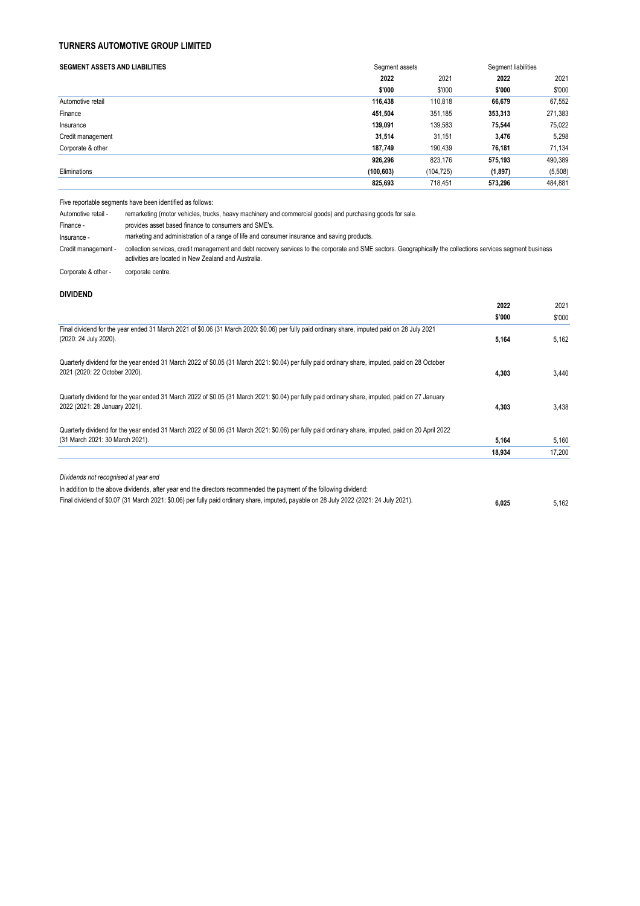**TURNERS AUTOMOTIVE GROUP LIMITED**

**SEGMENT ASSETS AND LIABILITIES**

| | Segment assets | | Segment liabilities | |
|---|---|---|---|---|
| | **2022** | 2021 | **2022** | 2021 |
| | **$'000** | $'000 | **$'000** | $'000 |
| Automotive retail | **116,438** | 110,818 | **66,679** | 67,552 |
| Finance | **451,504** | 351,185 | **353,313** | 271,383 |
| Insurance | **139,091** | 139,583 | **75,544** | 75,022 |
| Credit management | **31,514** | 31,151 | **3,476** | 5,298 |
| Corporate & other | **187,749** | 190,439 | **76,181** | 71,134 |
| | **926,296** | 823,176 | **575,193** | 490,389 |
| Eliminations | **(100,603)** | (104,725) | **(1,897)** | (5,508) |
| | **825,693** | 718,451 | **573,296** | 484,881 |

Five reportable segments have been identified as follows:

Automotive retail - remarketing (motor vehicles, trucks, heavy machinery and commercial goods) and purchasing goods for sale.

Finance - provides asset based finance to consumers and SME's.

Insurance - marketing and administration of a range of life and consumer insurance and saving products.

Credit management - collection services, credit management and debt recovery services to the corporate and SME sectors. Geographically the collections services segment business activities are located in New Zealand and Australia.

Corporate & other - corporate centre.

**DIVIDEND**

| | **2022** | 2021 |
|---|---|---|
| | **$'000** | $'000 |
| Final dividend for the year ended 31 March 2021 of $0.06 (31 March 2020: $0.06) per fully paid ordinary share, imputed paid on 28 July 2021 (2020: 24 July 2020). | **5,164** | 5,162 |
| Quarterly dividend for the year ended 31 March 2022 of $0.05 (31 March 2021: $0.04) per fully paid ordinary share, imputed, paid on 28 October 2021 (2020: 22 October 2020). | **4,303** | 3,440 |
| Quarterly dividend for the year ended 31 March 2022 of $0.05 (31 March 2021: $0.04) per fully paid ordinary share, imputed, paid on 27 January 2022 (2021: 28 January 2021). | **4,303** | 3,438 |
| Quarterly dividend for the year ended 31 March 2022 of $0.06 (31 March 2021: $0.06) per fully paid ordinary share, imputed, paid on 20 April 2022 (31 March 2021: 30 March 2021). | **5,164** | 5,160 |
| | **18,934** | 17,200 |

*Dividends not recognised at year end*

In addition to the above dividends, after year end the directors recommended the payment of the following dividend:

| | | |
|---|---|---|
| Final dividend of $0.07 (31 March 2021: $0.06) per fully paid ordinary share, imputed, payable on 28 July 2022 (2021: 24 July 2021). | **6,025** | 5,162 |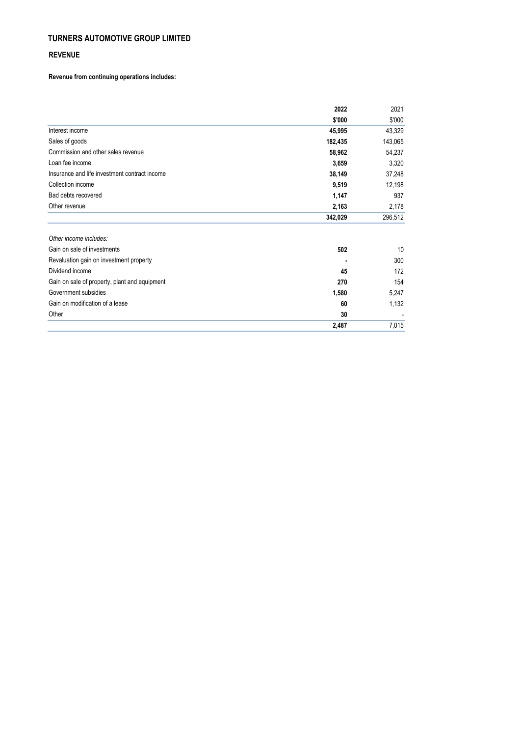## TURNERS AUTOMOTIVE GROUP LIMITED

### REVENUE

**Revenue from continuing operations includes:**

| | 2022 | 2021 |
|---|---|---|
| | $'000 | $'000 |
| Interest income | **45,995** | 43,329 |
| Sales of goods | **182,435** | 143,065 |
| Commission and other sales revenue | **58,962** | 54,237 |
| Loan fee income | **3,659** | 3,320 |
| Insurance and life investment contract income | **38,149** | 37,248 |
| Collection income | **9,519** | 12,198 |
| Bad debts recovered | **1,147** | 937 |
| Other revenue | **2,163** | 2,178 |
| | **342,029** | 296,512 |
| *Other income includes:* | | |
| Gain on sale of investments | **502** | 10 |
| Revaluation gain on investment property | **-** | 300 |
| Dividend income | **45** | 172 |
| Gain on sale of property, plant and equipment | **270** | 154 |
| Government subsidies | **1,580** | 5,247 |
| Gain on modification of a lease | **60** | 1,132 |
| Other | **30** | - |
| | **2,487** | 7,015 |